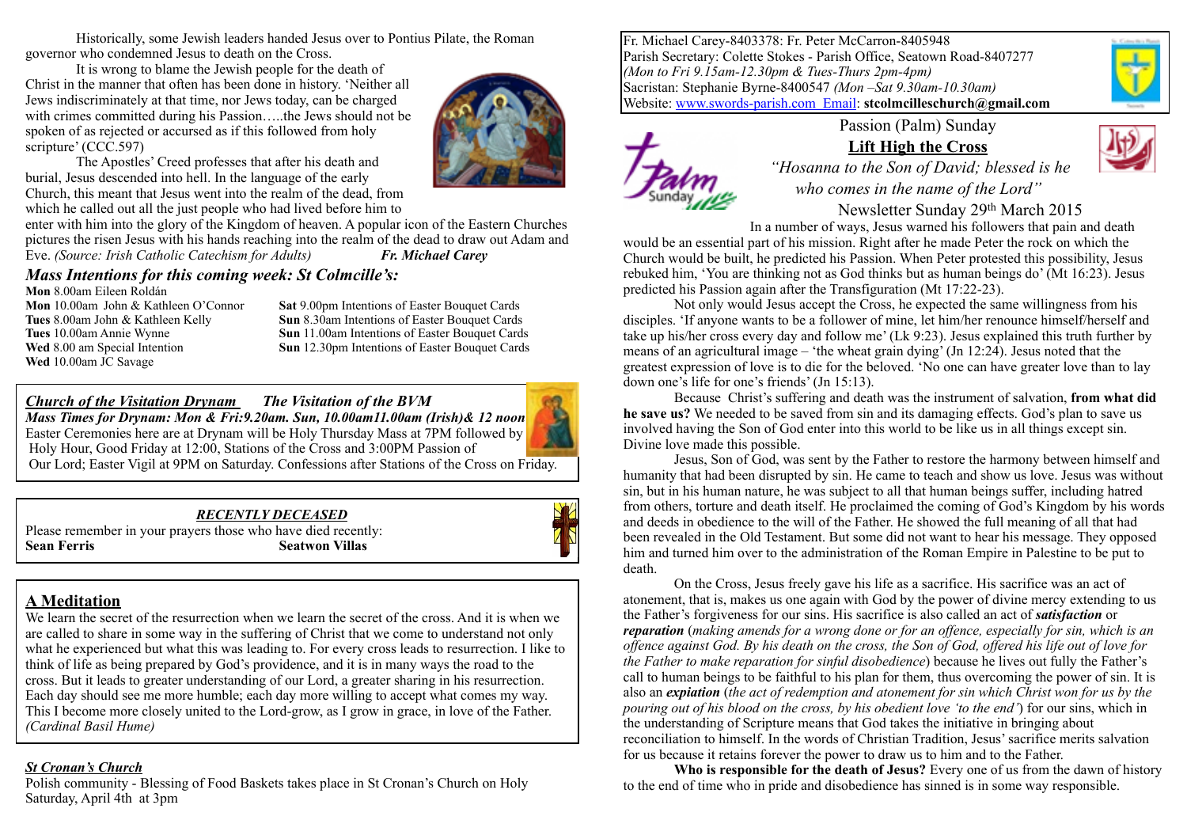Historically, some Jewish leaders handed Jesus over to Pontius Pilate, the Roman governor who condemned Jesus to death on the Cross.

It is wrong to blame the Jewish people for the death of Christ in the manner that often has been done in history. 'Neither all Jews indiscriminately at that time, nor Jews today, can be charged with crimes committed during his Passion…..the Jews should not be spoken of as rejected or accursed as if this followed from holy scripture' (CCC.597)

The Apostles' Creed professes that after his death and burial, Jesus descended into hell. In the language of the early Church, this meant that Jesus went into the realm of the dead, from which he called out all the just people who had lived before him to enter with him into the glory of the Kingdom of heaven. A popular icon of the Eastern Churches pictures the risen Jesus with his hands reaching into the realm of the dead to draw out Adam and Eve. *(Source: Irish Catholic Catechism for Adults)* ***Fr. Michael Carey***

## *Mass Intentions for this coming week: St Colmcille's:*

**Mon** 8.00am Eileen Roldán
**Mon** 10.00am John & Kathleen O'Connor
**Tues** 8.00am John & Kathleen Kelly
**Tues** 10.00am Annie Wynne
**Wed** 8.00 am Special Intention
**Wed** 10.00am JC Savage
**Sat** 9.00pm Intentions of Easter Bouquet Cards
**Sun** 8.30am Intentions of Easter Bouquet Cards
**Sun** 11.00am Intentions of Easter Bouquet Cards
**Sun** 12.30pm Intentions of Easter Bouquet Cards

## *Church of the Visitation Drynam* *The Visitation of the BVM*

***Mass Times for Drynam: Mon & Fri:9.20am. Sun, 10.00am11.00am (Irish)& 12 noon***
Easter Ceremonies here are at Drynam will be Holy Thursday Mass at 7PM followed by Holy Hour, Good Friday at 12:00, Stations of the Cross and 3:00PM Passion of Our Lord; Easter Vigil at 9PM on Saturday. Confessions after Stations of the Cross on Friday.

## *RECENTLY DECEASED*

Please remember in your prayers those who have died recently:
**Sean Ferris** **Seatwon Villas**

## A Meditation

We learn the secret of the resurrection when we learn the secret of the cross. And it is when we are called to share in some way in the suffering of Christ that we come to understand not only what he experienced but what this was leading to. For every cross leads to resurrection. I like to think of life as being prepared by God's providence, and it is in many ways the road to the cross. But it leads to greater understanding of our Lord, a greater sharing in his resurrection. Each day should see me more humble; each day more willing to accept what comes my way. This I become more closely united to the Lord-grow, as I grow in grace, in love of the Father. *(Cardinal Basil Hume)*

## *St Cronan's Church*

Polish community - Blessing of Food Baskets takes place in St Cronan's Church on Holy Saturday, April 4th at 3pm

---

Fr. Michael Carey-8403378: Fr. Peter McCarron-8405948
Parish Secretary: Colette Stokes - Parish Office, Seatown Road-8407277
*(Mon to Fri 9.15am-12.30pm & Tues-Thurs 2pm-4pm)*
Sacristan: Stephanie Byrne-8400547 *(Mon –Sat 9.30am-10.30am)*
Website: www.swords-parish.com Email: **stcolmcilleschurch@gmail.com**

# Passion (Palm) Sunday

## Lift High the Cross

*"Hosanna to the Son of David; blessed is he who comes in the name of the Lord"*

Newsletter Sunday 29th March 2015

In a number of ways, Jesus warned his followers that pain and death would be an essential part of his mission. Right after he made Peter the rock on which the Church would be built, he predicted his Passion. When Peter protested this possibility, Jesus rebuked him, 'You are thinking not as God thinks but as human beings do' (Mt 16:23). Jesus predicted his Passion again after the Transfiguration (Mt 17:22-23).

Not only would Jesus accept the Cross, he expected the same willingness from his disciples. 'If anyone wants to be a follower of mine, let him/her renounce himself/herself and take up his/her cross every day and follow me' (Lk 9:23). Jesus explained this truth further by means of an agricultural image – 'the wheat grain dying' (Jn 12:24). Jesus noted that the greatest expression of love is to die for the beloved. 'No one can have greater love than to lay down one's life for one's friends' (Jn 15:13).

Because Christ's suffering and death was the instrument of salvation, **from what did he save us?** We needed to be saved from sin and its damaging effects. God's plan to save us involved having the Son of God enter into this world to be like us in all things except sin. Divine love made this possible.

Jesus, Son of God, was sent by the Father to restore the harmony between himself and humanity that had been disrupted by sin. He came to teach and show us love. Jesus was without sin, but in his human nature, he was subject to all that human beings suffer, including hatred from others, torture and death itself. He proclaimed the coming of God's Kingdom by his words and deeds in obedience to the will of the Father. He showed the full meaning of all that had been revealed in the Old Testament. But some did not want to hear his message. They opposed him and turned him over to the administration of the Roman Empire in Palestine to be put to death.

On the Cross, Jesus freely gave his life as a sacrifice. His sacrifice was an act of atonement, that is, makes us one again with God by the power of divine mercy extending to us the Father's forgiveness for our sins. His sacrifice is also called an act of ***satisfaction*** or ***reparation*** (*making amends for a wrong done or for an offence, especially for sin, which is an offence against God. By his death on the cross, the Son of God, offered his life out of love for the Father to make reparation for sinful disobedience*) because he lives out fully the Father's call to human beings to be faithful to his plan for them, thus overcoming the power of sin. It is also an ***expiation*** (*the act of redemption and atonement for sin which Christ won for us by the pouring out of his blood on the cross, by his obedient love 'to the end'*) for our sins, which in the understanding of Scripture means that God takes the initiative in bringing about reconciliation to himself. In the words of Christian Tradition, Jesus' sacrifice merits salvation for us because it retains forever the power to draw us to him and to the Father.

**Who is responsible for the death of Jesus?** Every one of us from the dawn of history to the end of time who in pride and disobedience has sinned is in some way responsible.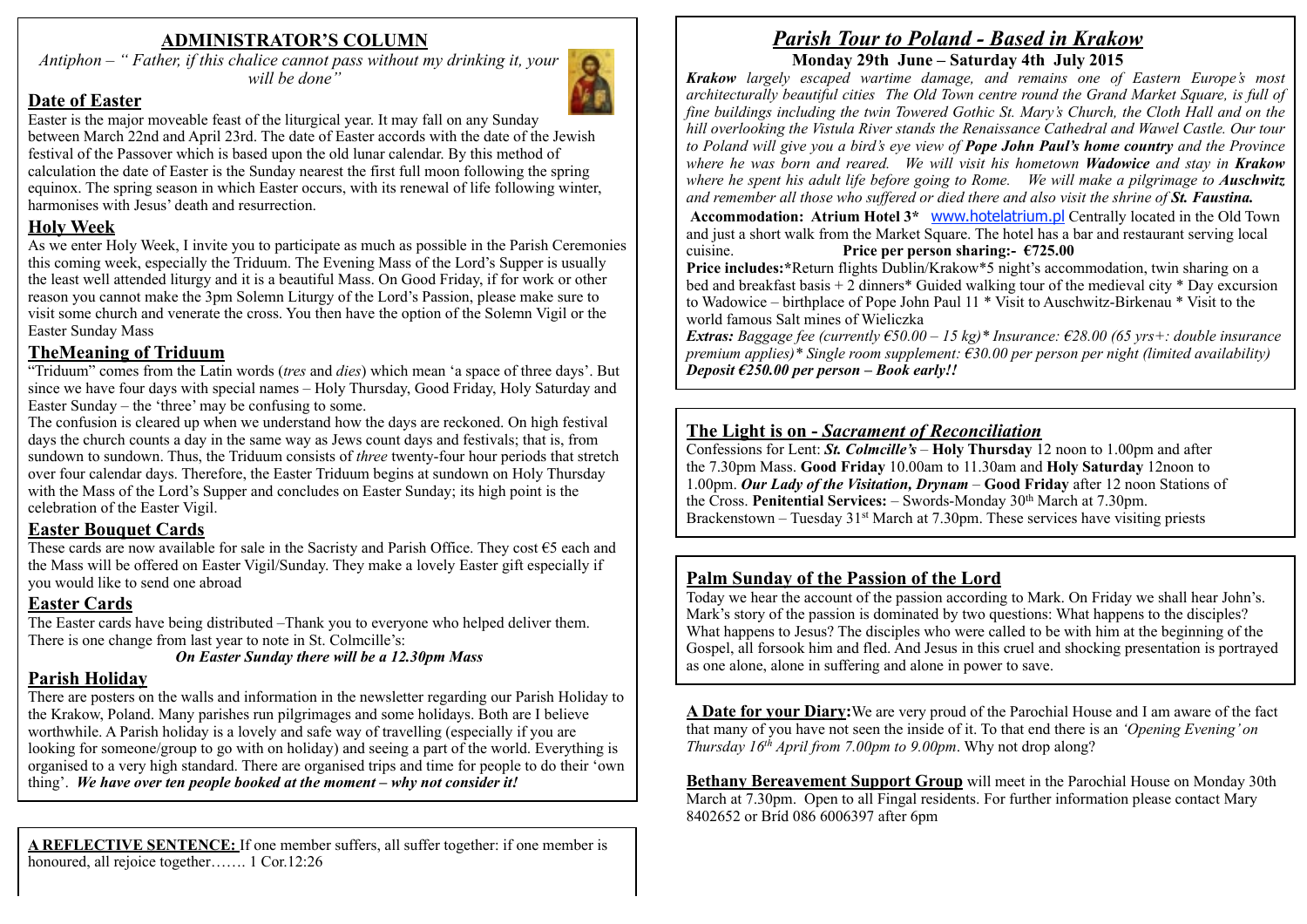## ADMINISTRATOR'S COLUMN

*Antiphon – " Father, if this chalice cannot pass without my drinking it, your will be done"*

### Date of Easter

Easter is the major moveable feast of the liturgical year. It may fall on any Sunday between March 22nd and April 23rd. The date of Easter accords with the date of the Jewish festival of the Passover which is based upon the old lunar calendar. By this method of calculation the date of Easter is the Sunday nearest the first full moon following the spring equinox. The spring season in which Easter occurs, with its renewal of life following winter, harmonises with Jesus' death and resurrection.

### Holy Week

As we enter Holy Week, I invite you to participate as much as possible in the Parish Ceremonies this coming week, especially the Triduum. The Evening Mass of the Lord's Supper is usually the least well attended liturgy and it is a beautiful Mass. On Good Friday, if for work or other reason you cannot make the 3pm Solemn Liturgy of the Lord's Passion, please make sure to visit some church and venerate the cross. You then have the option of the Solemn Vigil or the Easter Sunday Mass

### TheMeaning of Triduum

"Triduum" comes from the Latin words (*tres* and *dies*) which mean 'a space of three days'. But since we have four days with special names – Holy Thursday, Good Friday, Holy Saturday and Easter Sunday – the 'three' may be confusing to some.

The confusion is cleared up when we understand how the days are reckoned. On high festival days the church counts a day in the same way as Jews count days and festivals; that is, from sundown to sundown. Thus, the Triduum consists of *three* twenty-four hour periods that stretch over four calendar days. Therefore, the Easter Triduum begins at sundown on Holy Thursday with the Mass of the Lord's Supper and concludes on Easter Sunday; its high point is the celebration of the Easter Vigil.

### Easter Bouquet Cards

These cards are now available for sale in the Sacristy and Parish Office. They cost €5 each and the Mass will be offered on Easter Vigil/Sunday. They make a lovely Easter gift especially if you would like to send one abroad

### Easter Cards

The Easter cards have being distributed –Thank you to everyone who helped deliver them. There is one change from last year to note in St. Colmcille's:

***On Easter Sunday there will be a 12.30pm Mass***

### Parish Holiday

There are posters on the walls and information in the newsletter regarding our Parish Holiday to the Krakow, Poland. Many parishes run pilgrimages and some holidays. Both are I believe worthwhile. A Parish holiday is a lovely and safe way of travelling (especially if you are looking for someone/group to go with on holiday) and seeing a part of the world. Everything is organised to a very high standard. There are organised trips and time for people to do their 'own thing'. ***We have over ten people booked at the moment – why not consider it!***

**A REFLECTIVE SENTENCE:** If one member suffers, all suffer together: if one member is honoured, all rejoice together……. 1 Cor.12:26

## *Parish Tour to Poland - Based in Krakow*

**Monday 29th June – Saturday 4th July 2015**

***Krakow*** *largely escaped wartime damage, and remains one of Eastern Europe's most architecturally beautiful cities The Old Town centre round the Grand Market Square, is full of fine buildings including the twin Towered Gothic St. Mary's Church, the Cloth Hall and on the hill overlooking the Vistula River stands the Renaissance Cathedral and Wawel Castle. Our tour to Poland will give you a bird's eye view of* ***Pope John Paul's home country*** *and the Province where he was born and reared. We will visit his hometown* ***Wadowice*** *and stay in* ***Krakow*** *where he spent his adult life before going to Rome. We will make a pilgrimage to* ***Auschwitz*** *and remember all those who suffered or died there and also visit the shrine of* ***St. Faustina.***

**Accommodation: Atrium Hotel 3\*** www.hotelatrium.pl Centrally located in the Old Town and just a short walk from the Market Square. The hotel has a bar and restaurant serving local cuisine. **Price per person sharing:- €725.00**

**Price includes:**\*Return flights Dublin/Krakow\*5 night's accommodation, twin sharing on a bed and breakfast basis + 2 dinners\* Guided walking tour of the medieval city \* Day excursion to Wadowice – birthplace of Pope John Paul 11 \* Visit to Auschwitz-Birkenau \* Visit to the world famous Salt mines of Wieliczka

***Extras:*** *Baggage fee (currently €50.00 – 15 kg)\* Insurance: €28.00 (65 yrs+: double insurance premium applies)\* Single room supplement: €30.00 per person per night (limited availability)*
***Deposit €250.00 per person – Book early!!***

### The Light is on - *Sacrament of Reconciliation*

Confessions for Lent: ***St. Colmcille's*** – **Holy Thursday** 12 noon to 1.00pm and after the 7.30pm Mass. **Good Friday** 10.00am to 11.30am and **Holy Saturday** 12noon to 1.00pm. ***Our Lady of the Visitation, Drynam*** – **Good Friday** after 12 noon Stations of the Cross. **Penitential Services:** – Swords-Monday 30th March at 7.30pm. Brackenstown – Tuesday 31st March at 7.30pm. These services have visiting priests

### Palm Sunday of the Passion of the Lord

Today we hear the account of the passion according to Mark. On Friday we shall hear John's. Mark's story of the passion is dominated by two questions: What happens to the disciples? What happens to Jesus? The disciples who were called to be with him at the beginning of the Gospel, all forsook him and fled. And Jesus in this cruel and shocking presentation is portrayed as one alone, alone in suffering and alone in power to save.

**A Date for your Diary:**We are very proud of the Parochial House and I am aware of the fact that many of you have not seen the inside of it. To that end there is an *'Opening Evening' on Thursday 16th April from 7.00pm to 9.00pm*. Why not drop along?

**Bethany Bereavement Support Group** will meet in the Parochial House on Monday 30th March at 7.30pm. Open to all Fingal residents. For further information please contact Mary 8402652 or Bríd 086 6006397 after 6pm